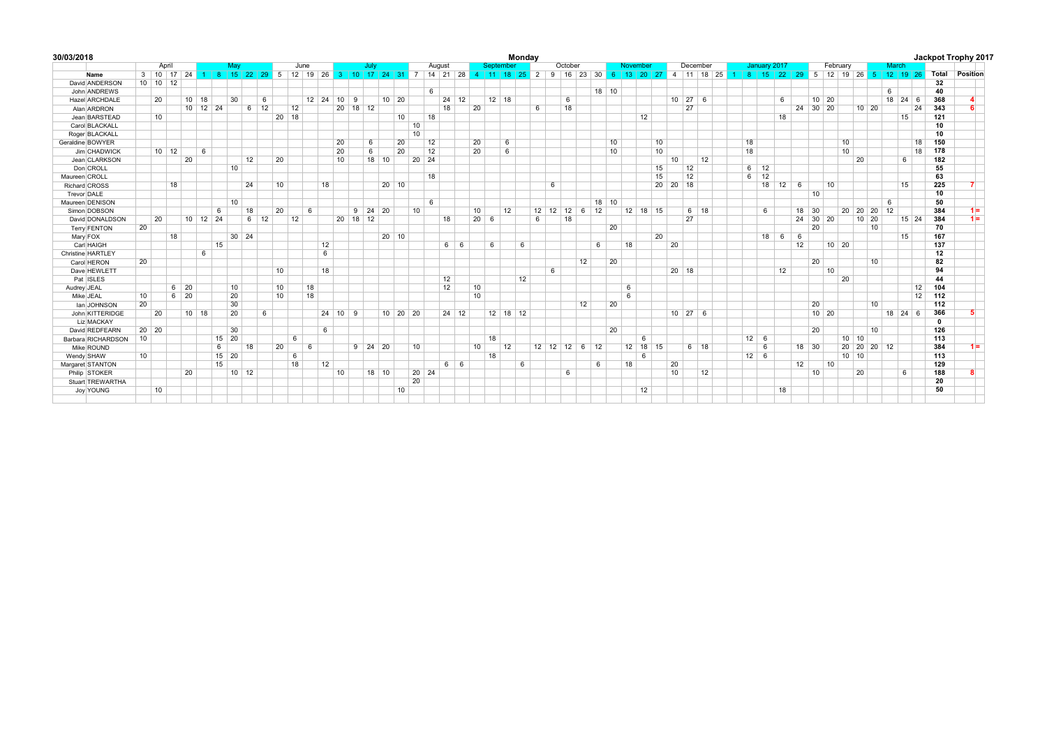**30/03/2018** **Monday** **Jackpot Trophy 2017**

| | | April | | | | May | | | | | June | | | | July | | | | | August | | | | September | | | | October | | | | | November | | | | December | | | | January 2017 | | | | | February | | | | March | | | | | |
|---|---|---|---|---|---|---|---|---|---|---|---|---|---|---|---|---|---|---|---|---|---|---|---|---|---|---|---|---|---|---|---|---|---|---|---|---|---|---|---|---|---|---|---|---|---|---|---|---|---|---|---|---|---|---|---|
| | **Name** | 3 | 10 | 17 | 24 | 1 | 8 | 15 | 22 | 29 | 5 | 12 | 19 | 26 | 3 | 10 | 17 | 24 | 31 | 7 | 14 | 21 | 28 | 4 | 11 | 18 | 25 | 2 | 9 | 16 | 23 | 30 | 6 | 13 | 20 | 27 | 4 | 11 | 18 | 25 | 1 | 8 | 15 | 22 | 29 | 5 | 12 | 19 | 26 | 5 | 12 | 19 | 26 | **Total** | **Position** |
| David | ANDERSON | 10 | 10 | 12 | | | | | | | | | | | | | | | | | | | | | | | | | | | | | | | | | | | | | | | | | | | | | | | | | | 32 | |
| John | ANDREWS | | | | | | | | | | | | | | | | | | | | 6 | | | | | | | | | | | 18 | 10 | | | | | | | | | | | | | | | | | | 6 | | | 40 | |
| Hazel | ARCHDALE | | 20 | | 10 | 18 | | 30 | | 6 | | | 12 | 24 | 10 | 9 | | 10 | 20 | | | 24 | 12 | | 12 | 18 | | | | 6 | | | | | | | 10 | 27 | 6 | | | | | 6 | | 10 | 20 | | | | 18 | 24 | 6 | 368 | 4 |
| Alan | ARDRON | | | | 10 | 12 | 24 | | 6 | 12 | | 12 | | | 20 | 18 | 12 | | | | | 18 | | 20 | | | | 6 | | 18 | | | | | | | | 27 | | | | | | | 24 | 30 | 20 | | 10 | 20 | | | 24 | 343 | 6 |
| Jean | BARSTEAD | | 10 | | | | | | | | 20 | 18 | | | | | | | 10 | | 18 | | | | | | | | | | | | | | 12 | | | | | | | | | 18 | | | | | | | | 15 | | 121 | |
| Carol | BLACKALL | | | | | | | | | | | | | | | | | | | 10 | | | | | | | | | | | | | | | | | | | | | | | | | | | | | | | | | | 10 | |
| Roger | BLACKALL | | | | | | | | | | | | | | | | | | | 10 | | | | | | | | | | | | | | | | | | | | | | | | | | | | | | | | | | 10 | |
| Geraldine | BOWYER | | | | | | | | | | | | | | 20 | | 6 | | 20 | | 12 | | | 20 | | 6 | | | | | | | 10 | | | 10 | | | | | | 18 | | | | | | 10 | | | | | 18 | 150 | |
| Jim | CHADWICK | | 10 | 12 | | 6 | | | | | | | | | 20 | | 6 | | 20 | | 12 | | | 20 | | 6 | | | | | | | 10 | | | 10 | | | | | | 18 | | | | | | 10 | | | | | 18 | 178 | |
| Jean | CLARKSON | | | | 20 | | | | 12 | | 20 | | | | 10 | | 18 | 10 | | 20 | 24 | | | | | | | | | | | | | | | | 10 | | 12 | | | | | | | | | | 20 | | | 6 | | 182 | |
| Don | CROLL | | | | | | | 10 | | | | | | | | | | | | | | | | | | | | | | | | | | | | 15 | | 12 | | | | 6 | 12 | | | | | | | | | | | 55 | |
| Maureen | CROLL | | | | | | | | | | | | | | | | | | | | 18 | | | | | | | | | | | | | | | 15 | | 12 | | | | 6 | 12 | | | | | | | | | | | 63 | |
| Richard | CROSS | | | 18 | | | | | 24 | | 10 | | | 18 | | | | 20 | 10 | | | | | | | | | | 6 | | | | | | | 20 | 20 | 18 | | | | | 18 | 12 | 6 | | 10 | | | | | 15 | | 225 | 7 |
| Trevor | DALE | | | | | | | | | | | | | | | | | | | | | | | | | | | | | | | | | | | | | | | | | | | | | 10 | | | | | | | | 10 | |
| Maureen | DENISON | | | | | | | 10 | | | | | | | | | | | | | 6 | | | | | | | | | | | 18 | 10 | | | | | | | | | | | | | | | | | | 6 | | | 50 | |
| Simon | DOBSON | | | | | | 6 | | 18 | | 20 | | 6 | | | 9 | 24 | 20 | | 10 | | | | 10 | | 12 | | 12 | 12 | 12 | 6 | 12 | | 12 | 18 | 15 | | 6 | 18 | | | | 6 | | 18 | 30 | | 20 | 20 | 20 | 12 | | | 384 | 1= |
| David | DONALDSON | | 20 | | 10 | 12 | 24 | | 6 | 12 | | 12 | | | 20 | 18 | 12 | | | | | 18 | | 20 | 6 | | | 6 | | 18 | | | | | | | | 27 | | | | | | | 24 | 30 | 20 | | 10 | 20 | | 15 | 24 | 384 | 1= |
| Terry | FENTON | 20 | | | | | | | | | | | | | | | | | | | | | | | | | | | | | | | 20 | | | | | | | | | | | | | 20 | | | | 10 | | | | 70 | |
| Mary | FOX | | | 18 | | | | 30 | 24 | | | | | | | | | 20 | 10 | | | | | | | | | | | | | | | | | 20 | | | | | | | 18 | 6 | 6 | | | | | | | 15 | | 167 | |
| Carl | HAIGH | | | | | | 15 | | | | | | | 12 | | | | | | | | 6 | 6 | | 6 | | 6 | | | | | 6 | | 18 | | | 20 | | | | | | | | 12 | | 10 | 20 | | | | | | 137 | |
| Christine | HARTLEY | | | | | 6 | | | | | | | | 6 | | | | | | | | | | | | | | | | | | | | | | | | | | | | | | | | | | | | | | | | 12 | |
| Carol | HERON | 20 | | | | | | | | | | | | | | | | | | | | | | | | | | | | | 12 | | 20 | | | | | | | | | | | | | 20 | | | | 10 | | | | 82 | |
| Dave | HEWLETT | | | | | | | | | | 10 | | | 18 | | | | | | | | | | | | | | | 6 | | | | | | | | 20 | 18 | | | | | | 12 | | | 10 | | | | | | | 94 | |
| Pat | ISLES | | | | | | | | | | | | | | | | | | | | | 12 | | | | | 12 | | | | | | | | | | | | | | | | | | | | | 20 | | | | | | 44 | |
| Audrey | JEAL | | | 6 | 20 | | | 10 | | | 10 | | 18 | | | | | | | | | 12 | | 10 | | | | | | | | | | 6 | | | | | | | | | | | | | | | | | | | 12 | 104 | |
| Mike | JEAL | 10 | | 6 | 20 | | | 20 | | | 10 | | 18 | | | | | | | | | | | 10 | | | | | | | | | | 6 | | | | | | | | | | | | | | | | | | | 12 | 112 | |
| Ian | JOHNSON | 20 | | | | | | 30 | | | | | | | | | | | | | | | | | | | | | | | 12 | | 20 | | | | | | | | | | | | | 20 | | | | 10 | | | | 112 | |
| John | KITTERIDGE | | 20 | | 10 | 18 | | 20 | | 6 | | | | 24 | 10 | 9 | | 10 | 20 | 20 | | 24 | 12 | | 12 | 18 | 12 | | | | | | | | | | 10 | 27 | 6 | | | | | | | 10 | 20 | | | | 18 | 24 | 6 | 366 | 5 |
| Liz | MACKAY | | | | | | | | | | | | | | | | | | | | | | | | | | | | | | | | | | | | | | | | | | | | | | | | | | | | | 0 | |
| David | REDFEARN | 20 | 20 | | | | | 30 | | | | | | 6 | | | | | | | | | | | | | | | | | | | 20 | | | | | | | | | | | | | 20 | | | | 10 | | | | 126 | |
| Barbara | RICHARDSON | 10 | | | | | 15 | 20 | | | | 6 | | | | | | | | | | | | | 18 | | | | | | | | | | 6 | | | | | | | 12 | 6 | | | | | 10 | 10 | | | | | 113 | |
| Mike | ROUND | | | | | | 6 | | 18 | | 20 | | 6 | | | 9 | 24 | 20 | | 10 | | | | 10 | | 12 | | 12 | 12 | 12 | 6 | 12 | | 12 | 18 | 15 | | 6 | 18 | | | | 6 | | 18 | 30 | | 20 | 20 | 20 | 12 | | | 384 | 1= |
| Wendy | SHAW | 10 | | | | | 15 | 20 | | | | 6 | | | | | | | | | | | | | 18 | | | | | | | | | | 6 | | | | | | | 12 | 6 | | | | | 10 | 10 | | | | | 113 | |
| Margaret | STANTON | | | | | | 15 | | | | | 18 | | 12 | | | | | | | | 6 | 6 | | | | 6 | | | | | 6 | | 18 | | | 20 | | | | | | | | 12 | | 10 | | | | | | | 129 | |
| Philip | STOKER | | | | 20 | | | 10 | 12 | | | | | | 10 | | 18 | 10 | | 20 | 24 | | | | | | | | | 6 | | | | | | | 10 | | 12 | | | | | | | 10 | | | 20 | | | 6 | | 188 | 8 |
| Stuart | TREWARTHA | | | | | | | | | | | | | | | | | | | 20 | | | | | | | | | | | | | | | | | | | | | | | | | | | | | | | | | | 20 | |
| Joy | YOUNG | | 10 | | | | | | | | | | | | | | | | 10 | | | | | | | | | | | | | | | | 12 | | | | | | | | | 18 | | | | | | | | | | 50 | |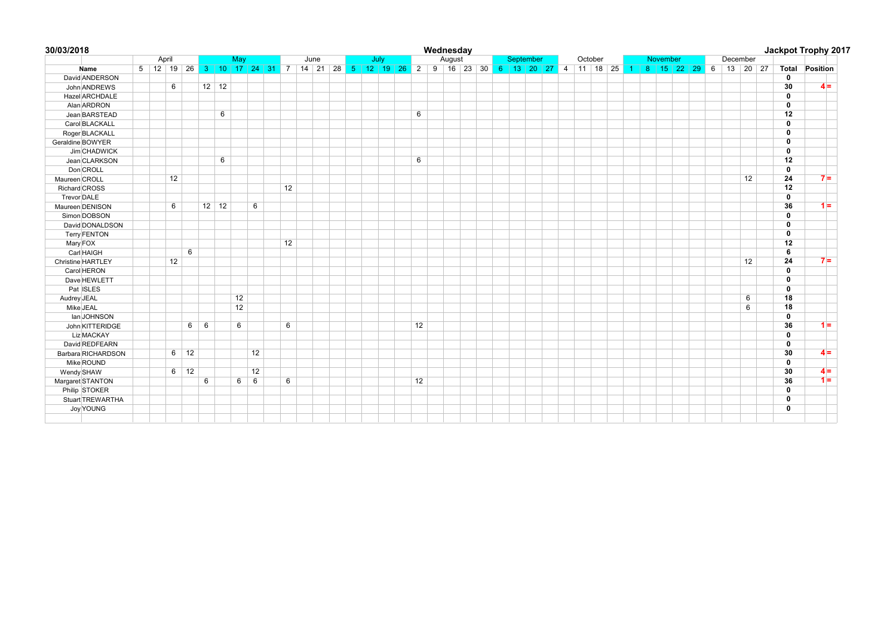**30/03/2018** **Wednesday** **Jackpot Trophy 2017**

| | | April | | | | May | | | | | June | | | | July | | | | August | | | | | September | | | | October | | | | November | | | | | December | | | | | |
|---|---|---|---|---|---|---|---|---|---|---|---|---|---|---|---|---|---|---|---|---|---|---|---|---|---|---|---|---|---|---|---|---|---|---|---|---|---|---|---|---|---|---|
| | **Name** | 5 | 12 | 19 | 26 | 3 | 10 | 17 | 24 | 31 | 7 | 14 | 21 | 28 | 5 | 12 | 19 | 26 | 2 | 9 | 16 | 23 | 30 | 6 | 13 | 20 | 27 | 4 | 11 | 18 | 25 | 1 | 8 | 15 | 22 | 29 | 6 | 13 | 20 | 27 | **Total** | **Position** |
| David | ANDERSON | | | | | | | | | | | | | | | | | | | | | | | | | | | | | | | | | | | | | | | | **0** | |
| John | ANDREWS | | | 6 | | 12 | 12 | | | | | | | | | | | | | | | | | | | | | | | | | | | | | | | | | | **30** | 4 = |
| Hazel | ARCHDALE | | | | | | | | | | | | | | | | | | | | | | | | | | | | | | | | | | | | | | | | **0** | |
| Alan | ARDRON | | | | | | | | | | | | | | | | | | | | | | | | | | | | | | | | | | | | | | | | **0** | |
| Jean | BARSTEAD | | | | | | 6 | | | | | | | | | | | | 6 | | | | | | | | | | | | | | | | | | | | | | **12** | |
| Carol | BLACKALL | | | | | | | | | | | | | | | | | | | | | | | | | | | | | | | | | | | | | | | | **0** | |
| Roger | BLACKALL | | | | | | | | | | | | | | | | | | | | | | | | | | | | | | | | | | | | | | | | **0** | |
| Geraldine | BOWYER | | | | | | | | | | | | | | | | | | | | | | | | | | | | | | | | | | | | | | | | **0** | |
| Jim | CHADWICK | | | | | | | | | | | | | | | | | | | | | | | | | | | | | | | | | | | | | | | | **0** | |
| Jean | CLARKSON | | | | | | 6 | | | | | | | | | | | | 6 | | | | | | | | | | | | | | | | | | | | | | **12** | |
| Don | CROLL | | | | | | | | | | | | | | | | | | | | | | | | | | | | | | | | | | | | | | | | **0** | |
| Maureen | CROLL | | | 12 | | | | | | | | | | | | | | | | | | | | | | | | | | | | | | | | | | | 12 | | **24** | 7 = |
| Richard | CROSS | | | | | | | | | | 12 | | | | | | | | | | | | | | | | | | | | | | | | | | | | | | **12** | |
| Trevor | DALE | | | | | | | | | | | | | | | | | | | | | | | | | | | | | | | | | | | | | | | | **0** | |
| Maureen | DENISON | | | 6 | | 12 | 12 | | 6 | | | | | | | | | | | | | | | | | | | | | | | | | | | | | | | | **36** | 1 = |
| Simon | DOBSON | | | | | | | | | | | | | | | | | | | | | | | | | | | | | | | | | | | | | | | | **0** | |
| David | DONALDSON | | | | | | | | | | | | | | | | | | | | | | | | | | | | | | | | | | | | | | | | **0** | |
| Terry | FENTON | | | | | | | | | | | | | | | | | | | | | | | | | | | | | | | | | | | | | | | | **0** | |
| Mary | FOX | | | | | | | | | | 12 | | | | | | | | | | | | | | | | | | | | | | | | | | | | | | **12** | |
| Carl | HAIGH | | | | 6 | | | | | | | | | | | | | | | | | | | | | | | | | | | | | | | | | | | | **6** | |
| Christine | HARTLEY | | | 12 | | | | | | | | | | | | | | | | | | | | | | | | | | | | | | | | | | | 12 | | **24** | 7 = |
| Carol | HERON | | | | | | | | | | | | | | | | | | | | | | | | | | | | | | | | | | | | | | | | **0** | |
| Dave | HEWLETT | | | | | | | | | | | | | | | | | | | | | | | | | | | | | | | | | | | | | | | | **0** | |
| Pat | ISLES | | | | | | | | | | | | | | | | | | | | | | | | | | | | | | | | | | | | | | | | **0** | |
| Audrey | JEAL | | | | | | | 12 | | | | | | | | | | | | | | | | | | | | | | | | | | | | | | | 6 | | **18** | |
| Mike | JEAL | | | | | | | 12 | | | | | | | | | | | | | | | | | | | | | | | | | | | | | | | 6 | | **18** | |
| Ian | JOHNSON | | | | | | | | | | | | | | | | | | | | | | | | | | | | | | | | | | | | | | | | **0** | |
| John | KITTERIDGE | | | | 6 | 6 | | 6 | | | 6 | | | | | | | | 12 | | | | | | | | | | | | | | | | | | | | | | **36** | 1 = |
| Liz | MACKAY | | | | | | | | | | | | | | | | | | | | | | | | | | | | | | | | | | | | | | | | **0** | |
| David | REDFEARN | | | | | | | | | | | | | | | | | | | | | | | | | | | | | | | | | | | | | | | | **0** | |
| Barbara | RICHARDSON | | | 6 | 12 | | | | 12 | | | | | | | | | | | | | | | | | | | | | | | | | | | | | | | | **30** | 4 = |
| Mike | ROUND | | | | | | | | | | | | | | | | | | | | | | | | | | | | | | | | | | | | | | | | **0** | |
| Wendy | SHAW | | | 6 | 12 | | | | 12 | | | | | | | | | | | | | | | | | | | | | | | | | | | | | | | | **30** | 4 = |
| Margaret | STANTON | | | | | 6 | | 6 | 6 | | 6 | | | | | | | | 12 | | | | | | | | | | | | | | | | | | | | | | **36** | 1 = |
| Philip | STOKER | | | | | | | | | | | | | | | | | | | | | | | | | | | | | | | | | | | | | | | | **0** | |
| Stuart | TREWARTHA | | | | | | | | | | | | | | | | | | | | | | | | | | | | | | | | | | | | | | | | **0** | |
| Joy | YOUNG | | | | | | | | | | | | | | | | | | | | | | | | | | | | | | | | | | | | | | | | **0** | |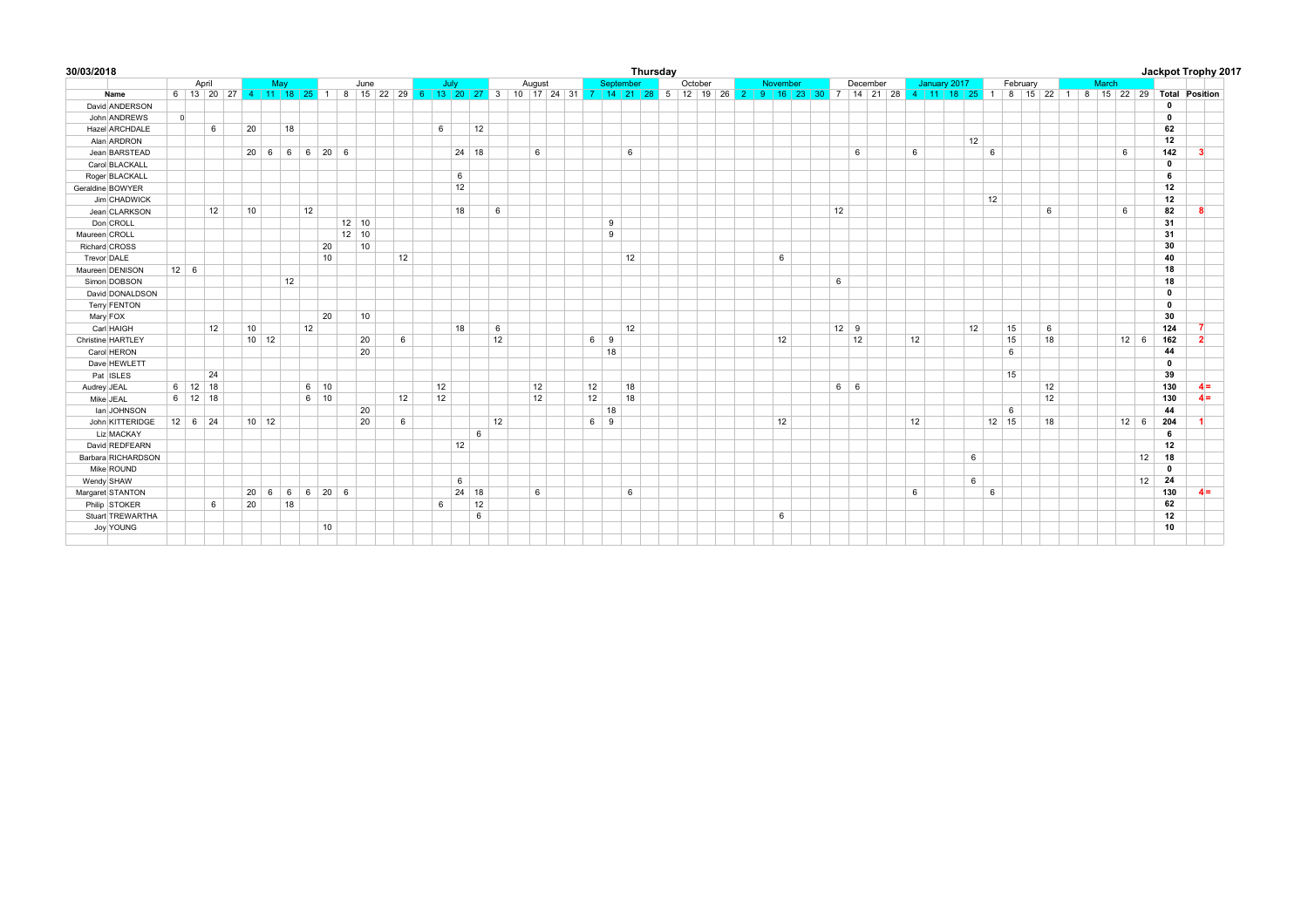**30/03/2018** **Thursday** **Jackpot Trophy 2017**

| | April | | | | May | | | | June | | | | | July | | | | August | | | | | September | | | | October | | | | November | | | | | December | | | | January 2017 | | | | February | | | | March | | | | | | |
|---|---|---|---|---|---|---|---|---|---|---|---|---|---|---|---|---|---|---|---|---|---|---|---|---|---|---|---|---|---|---|---|---|---|---|---|---|---|---|---|---|---|---|---|---|---|---|---|---|---|---|---|---|---|---|
| **Name** | 6 | 13 | 20 | 27 | 4 | 11 | 18 | 25 | 1 | 8 | 15 | 22 | 29 | 6 | 13 | 20 | 27 | 3 | 10 | 17 | 24 | 31 | 7 | 14 | 21 | 28 | 5 | 12 | 19 | 26 | 2 | 9 | 16 | 23 | 30 | 7 | 14 | 21 | 28 | 4 | 11 | 18 | 25 | 1 | 8 | 15 | 22 | 1 | 8 | 15 | 22 | 29 | **Total** | **Position** |
| David ANDERSON | | | | | | | | | | | | | | | | | | | | | | | | | | | | | | | | | | | | | | | | | | | | | | | | | | | | | **0** | |
| John ANDREWS | 0 | | | | | | | | | | | | | | | | | | | | | | | | | | | | | | | | | | | | | | | | | | | | | | | | | | | | **0** | |
| Hazel ARCHDALE | | | 6 | | 20 | | 18 | | | | | | | | 6 | | 12 | | | | | | | | | | | | | | | | | | | | | | | | | | | | | | | | | | | | **62** | |
| Alan ARDRON | | | | | | | | | | | | | | | | | | | | | | | | | | | | | | | | | | | | | | | | | | | 12 | | | | | | | | | | **12** | |
| Jean BARSTEAD | | | | | 20 | 6 | 6 | 6 | 20 | 6 | | | | | | 24 | 18 | | | 6 | | | | | 6 | | | | | | | | | | | | 6 | | | 6 | | | | 6 | | | | | | | 6 | | **142** | 3 |
| Carol BLACKALL | | | | | | | | | | | | | | | | | | | | | | | | | | | | | | | | | | | | | | | | | | | | | | | | | | | | | **0** | |
| Roger BLACKALL | | | | | | | | | | | | | | | | 6 | | | | | | | | | | | | | | | | | | | | | | | | | | | | | | | | | | | | | **6** | |
| Geraldine BOWYER | | | | | | | | | | | | | | | | 12 | | | | | | | | | | | | | | | | | | | | | | | | | | | | | | | | | | | | | **12** | |
| Jim CHADWICK | | | | | | | | | | | | | | | | | | | | | | | | | | | | | | | | | | | | | | | | | | | | 12 | | | | | | | | | **12** | |
| Jean CLARKSON | | | 12 | | 10 | | | 12 | | | | | | | | 18 | | 6 | | | | | | | | | | | | | | | | | | 12 | | | | | | | | | | | 6 | | | | 6 | | **82** | 8 |
| Don CROLL | | | | | | | | | | 12 | 10 | | | | | | | | | | | | | 9 | | | | | | | | | | | | | | | | | | | | | | | | | | | | | **31** | |
| Maureen CROLL | | | | | | | | | | 12 | 10 | | | | | | | | | | | | | 9 | | | | | | | | | | | | | | | | | | | | | | | | | | | | | **31** | |
| Richard CROSS | | | | | | | | | 20 | | 10 | | | | | | | | | | | | | | | | | | | | | | | | | | | | | | | | | | | | | | | | | | **30** | |
| Trevor DALE | | | | | | | | | 10 | | | | 12 | | | | | | | | | | | | 12 | | | | | | | | 6 | | | | | | | | | | | | | | | | | | | | **40** | |
| Maureen DENISON | 12 | 6 | | | | | | | | | | | | | | | | | | | | | | | | | | | | | | | | | | | | | | | | | | | | | | | | | | | **18** | |
| Simon DOBSON | | | | | | | 12 | | | | | | | | | | | | | | | | | | | | | | | | | | | | | 6 | | | | | | | | | | | | | | | | | **18** | |
| David DONALDSON | | | | | | | | | | | | | | | | | | | | | | | | | | | | | | | | | | | | | | | | | | | | | | | | | | | | | **0** | |
| Terry FENTON | | | | | | | | | | | | | | | | | | | | | | | | | | | | | | | | | | | | | | | | | | | | | | | | | | | | | **0** | |
| Mary FOX | | | | | | | | | 20 | | 10 | | | | | | | | | | | | | | | | | | | | | | | | | | | | | | | | | | | | | | | | | | **30** | |
| Carl HAIGH | | | 12 | | 10 | | | 12 | | | | | | | | 18 | | 6 | | | | | | | 12 | | | | | | | | | | | 12 | 9 | | | | | | 12 | | 15 | | 6 | | | | | | **124** | 7 |
| Christine HARTLEY | | | | | 10 | 12 | | | | | 20 | | 6 | | | | | 12 | | | | | 6 | 9 | | | | | | | | | 12 | | | | 12 | | | 12 | | | | | 15 | | 18 | | | | 12 | 6 | **162** | 2 |
| Carol HERON | | | | | | | | | | | 20 | | | | | | | | | | | | | 18 | | | | | | | | | | | | | | | | | | | | | 6 | | | | | | | | **44** | |
| Dave HEWLETT | | | | | | | | | | | | | | | | | | | | | | | | | | | | | | | | | | | | | | | | | | | | | | | | | | | | | **0** | |
| Pat ISLES | | | 24 | | | | | | | | | | | | | | | | | | | | | | | | | | | | | | | | | | | | | | | | | | 15 | | | | | | | | **39** | |
| Audrey JEAL | 6 | 12 | 18 | | | | | 6 | 10 | | | | | 12 | | | | | | 12 | | | 12 | | 18 | | | | | | | | | | | 6 | 6 | | | | | | | | | | 12 | | | | | | **130** | 4 = |
| Mike JEAL | 6 | 12 | 18 | | | | | 6 | 10 | | | | 12 | 12 | | | | | | 12 | | | 12 | | 18 | | | | | | | | | | | | | | | | | | | | | | 12 | | | | | | **130** | 4 = |
| Ian JOHNSON | | | | | | | | | | | 20 | | | | | | | | | | | | | 18 | | | | | | | | | | | | | | | | | | | | | 6 | | | | | | | | **44** | |
| John KITTERIDGE | 12 | 6 | 24 | | 10 | 12 | | | | | 20 | | 6 | | | | | 12 | | | | | 6 | 9 | | | | | | | | | 12 | | | | | | | 12 | | | | 12 | 15 | | 18 | | | | 12 | 6 | **204** | 1 |
| Liz MACKAY | | | | | | | | | | | | | | | | | 6 | | | | | | | | | | | | | | | | | | | | | | | | | | | | | | | | | | | | **6** | |
| David REDFEARN | | | | | | | | | | | | | | | | 12 | | | | | | | | | | | | | | | | | | | | | | | | | | | | | | | | | | | | | **12** | |
| Barbara RICHARDSON | | | | | | | | | | | | | | | | | | | | | | | | | | | | | | | | | | | | | | | | | | | 6 | | | | | | | | | 12 | **18** | |
| Mike ROUND | | | | | | | | | | | | | | | | | | | | | | | | | | | | | | | | | | | | | | | | | | | | | | | | | | | | | **0** | |
| Wendy SHAW | | | | | | | | | | | | | | | | 6 | | | | | | | | | | | | | | | | | | | | | | | | | | | 6 | | | | | | | | | 12 | **24** | |
| Margaret STANTON | | | | | 20 | 6 | 6 | 6 | 20 | 6 | | | | | | 24 | 18 | | | 6 | | | | | 6 | | | | | | | | | | | | | | | 6 | | | | 6 | | | | | | | | | **130** | 4 = |
| Philip STOKER | | | 6 | | 20 | | 18 | | | | | | | | 6 | | 12 | | | | | | | | | | | | | | | | | | | | | | | | | | | | | | | | | | | | **62** | |
| Stuart TREWARTHA | | | | | | | | | | | | | | | | | 6 | | | | | | | | | | | | | | | | 6 | | | | | | | | | | | | | | | | | | | | **12** | |
| Joy YOUNG | | | | | | | | | 10 | | | | | | | | | | | | | | | | | | | | | | | | | | | | | | | | | | | | | | | | | | | | **10** | |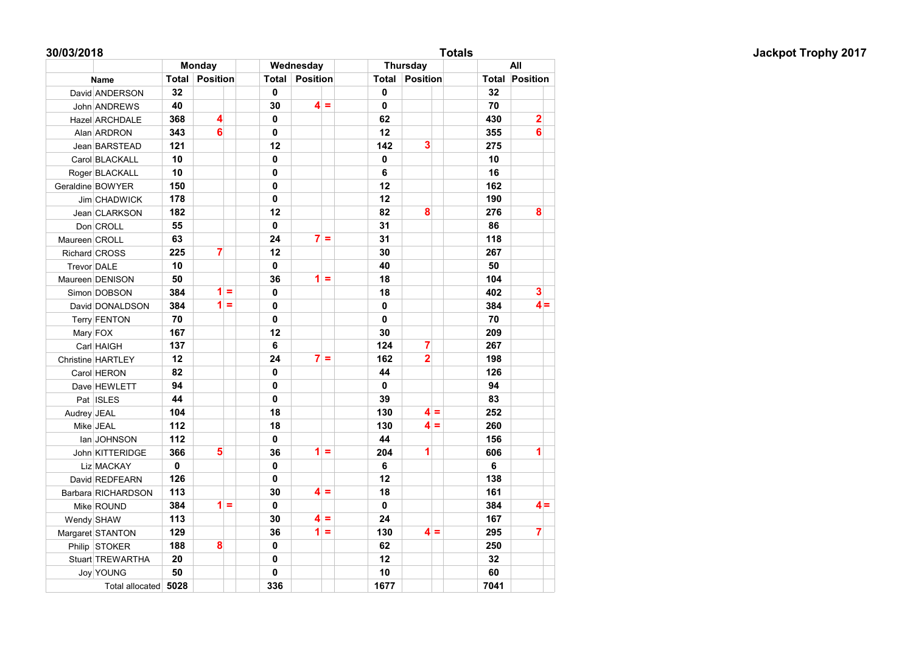**30/03/2018** **Totals** **Jackpot Trophy 2017**

| Name | | Monday | | | Wednesday | | | Thursday | | | All | | |
|---|---|---|---|---|---|---|---|---|---|---|---|---|---|
| | | Total | Position | | Total | Position | | Total | Position | | Total | Position | |
| David | ANDERSON | 32 | | | 0 | | | 0 | | | 32 | | |
| John | ANDREWS | 40 | | | 30 | 4 | = | 0 | | | 70 | | |
| Hazel | ARCHDALE | 368 | 4 | | 0 | | | 62 | | | 430 | 2 | |
| Alan | ARDRON | 343 | 6 | | 0 | | | 12 | | | 355 | 6 | |
| Jean | BARSTEAD | 121 | | | 12 | | | 142 | 3 | | 275 | | |
| Carol | BLACKALL | 10 | | | 0 | | | 0 | | | 10 | | |
| Roger | BLACKALL | 10 | | | 0 | | | 6 | | | 16 | | |
| Geraldine | BOWYER | 150 | | | 0 | | | 12 | | | 162 | | |
| Jim | CHADWICK | 178 | | | 0 | | | 12 | | | 190 | | |
| Jean | CLARKSON | 182 | | | 12 | | | 82 | 8 | | 276 | 8 | |
| Don | CROLL | 55 | | | 0 | | | 31 | | | 86 | | |
| Maureen | CROLL | 63 | | | 24 | 7 | = | 31 | | | 118 | | |
| Richard | CROSS | 225 | 7 | | 12 | | | 30 | | | 267 | | |
| Trevor | DALE | 10 | | | 0 | | | 40 | | | 50 | | |
| Maureen | DENISON | 50 | | | 36 | 1 | = | 18 | | | 104 | | |
| Simon | DOBSON | 384 | 1 | = | 0 | | | 18 | | | 402 | 3 | |
| David | DONALDSON | 384 | 1 | = | 0 | | | 0 | | | 384 | 4 | = |
| Terry | FENTON | 70 | | | 0 | | | 0 | | | 70 | | |
| Mary | FOX | 167 | | | 12 | | | 30 | | | 209 | | |
| Carl | HAIGH | 137 | | | 6 | | | 124 | 7 | | 267 | | |
| Christine | HARTLEY | 12 | | | 24 | 7 | = | 162 | 2 | | 198 | | |
| Carol | HERON | 82 | | | 0 | | | 44 | | | 126 | | |
| Dave | HEWLETT | 94 | | | 0 | | | 0 | | | 94 | | |
| Pat | ISLES | 44 | | | 0 | | | 39 | | | 83 | | |
| Audrey | JEAL | 104 | | | 18 | | | 130 | 4 | = | 252 | | |
| Mike | JEAL | 112 | | | 18 | | | 130 | 4 | = | 260 | | |
| Ian | JOHNSON | 112 | | | 0 | | | 44 | | | 156 | | |
| John | KITTERIDGE | 366 | 5 | | 36 | 1 | = | 204 | 1 | | 606 | 1 | |
| Liz | MACKAY | 0 | | | 0 | | | 6 | | | 6 | | |
| David | REDFEARN | 126 | | | 0 | | | 12 | | | 138 | | |
| Barbara | RICHARDSON | 113 | | | 30 | 4 | = | 18 | | | 161 | | |
| Mike | ROUND | 384 | 1 | = | 0 | | | 0 | | | 384 | 4 | = |
| Wendy | SHAW | 113 | | | 30 | 4 | = | 24 | | | 167 | | |
| Margaret | STANTON | 129 | | | 36 | 1 | = | 130 | 4 | = | 295 | 7 | |
| Philip | STOKER | 188 | 8 | | 0 | | | 62 | | | 250 | | |
| Stuart | TREWARTHA | 20 | | | 0 | | | 12 | | | 32 | | |
| Joy | YOUNG | 50 | | | 0 | | | 10 | | | 60 | | |
| | Total allocated | 5028 | | | 336 | | | 1677 | | | 7041 | | |